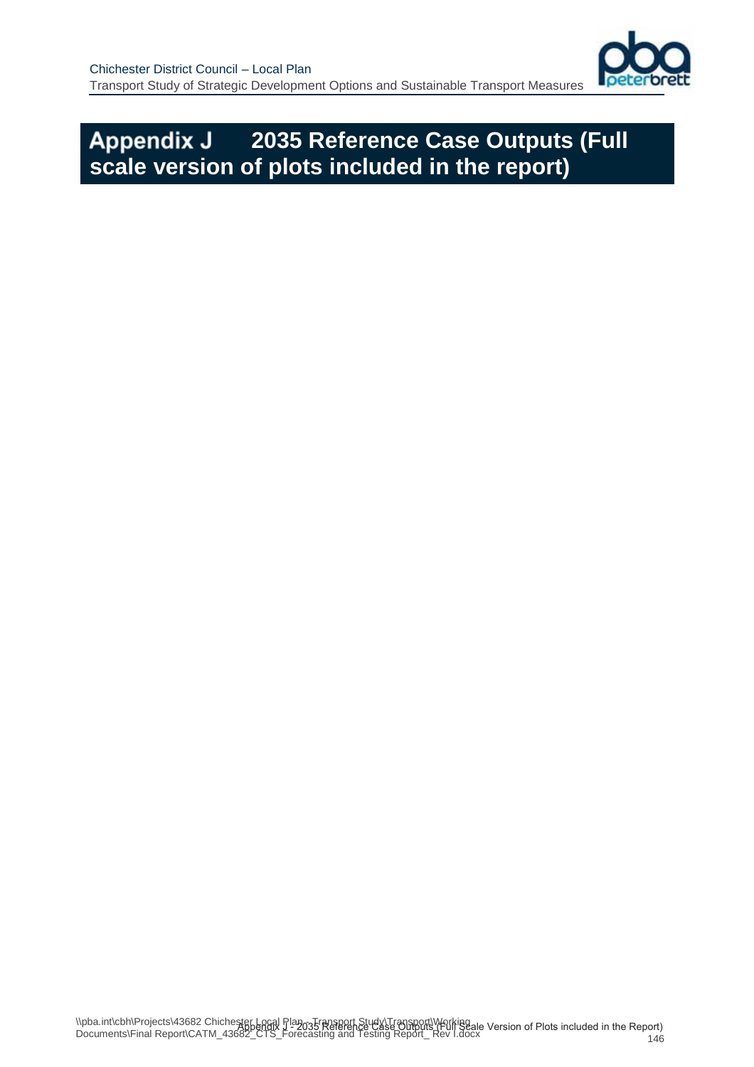# Appendix J 2035 Reference Case Outputs (Full scale version of plots included in the report)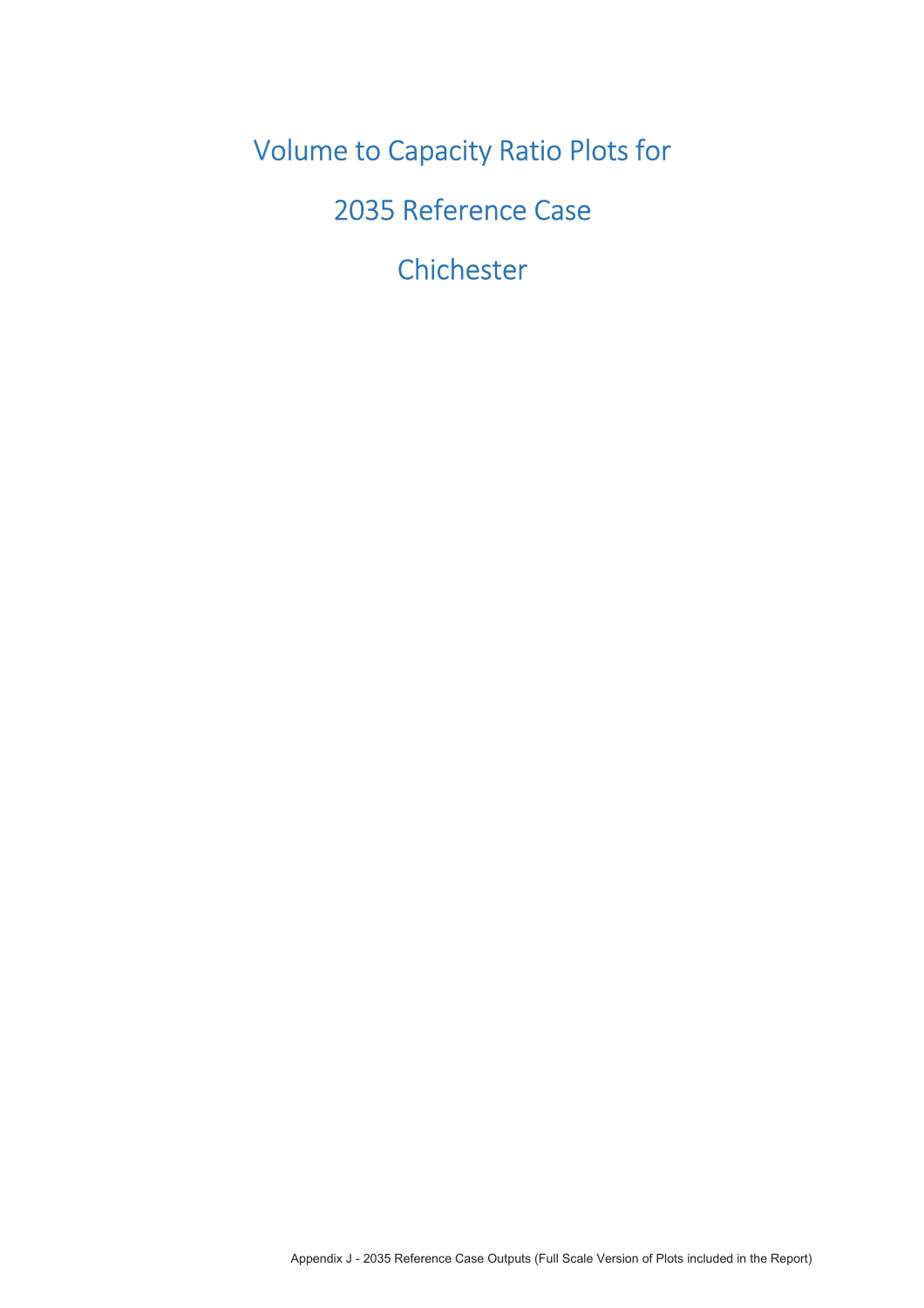# Volume to Capacity Ratio Plots for

# 2035 Reference Case

# Chichester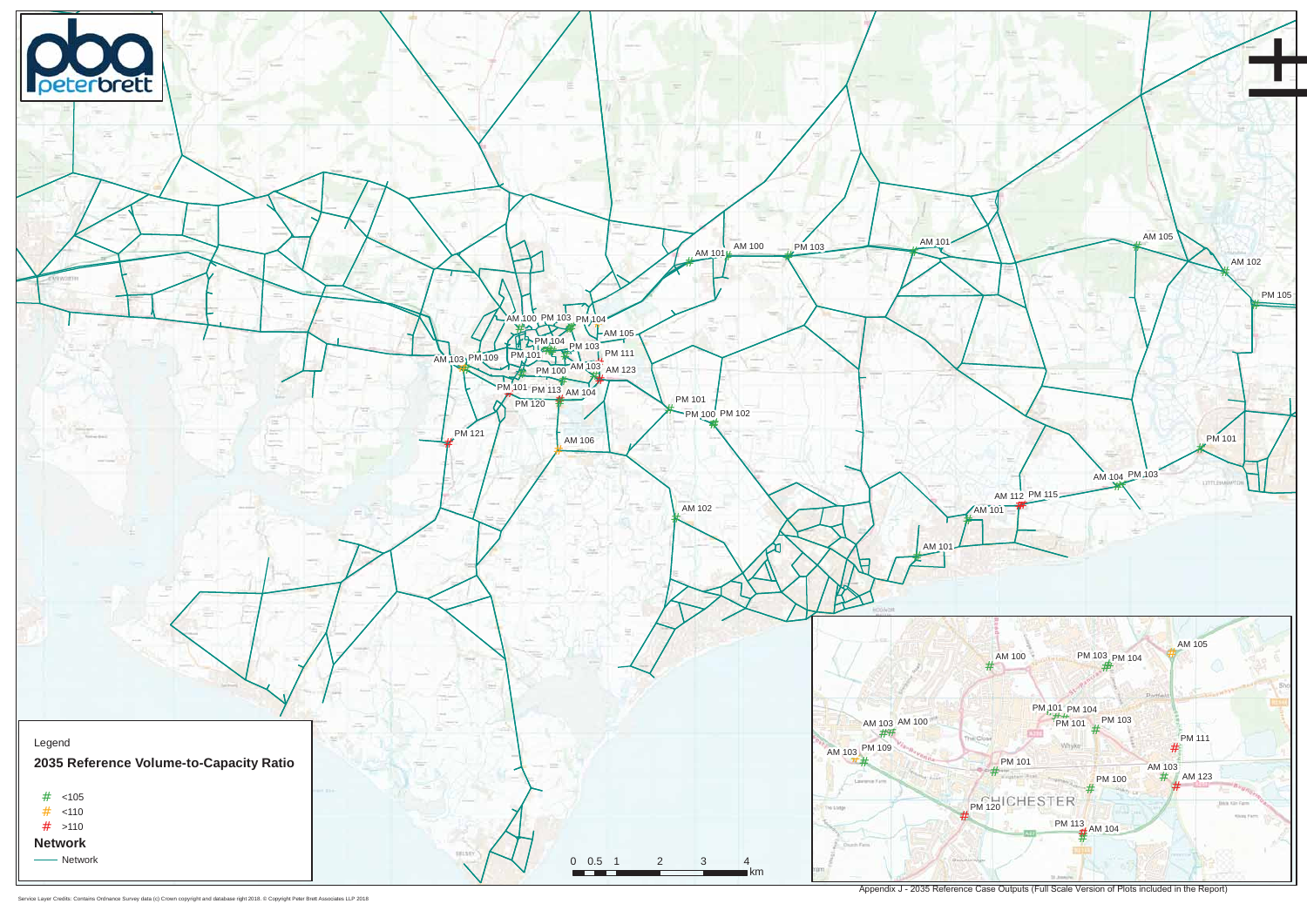Legend

**2035 Reference Volume-to-Capacity Ratio**

- # <105
- # <110
- # >110

**Network**

- Network

Appendix J - 2035 Reference Case Outputs (Full Scale Version of Plots included in the Report)

Service Layer Credits: Contains Ordnance Survey data (c) Crown copyright and database right 2018. © Copyright Peter Brett Associates LLP 2018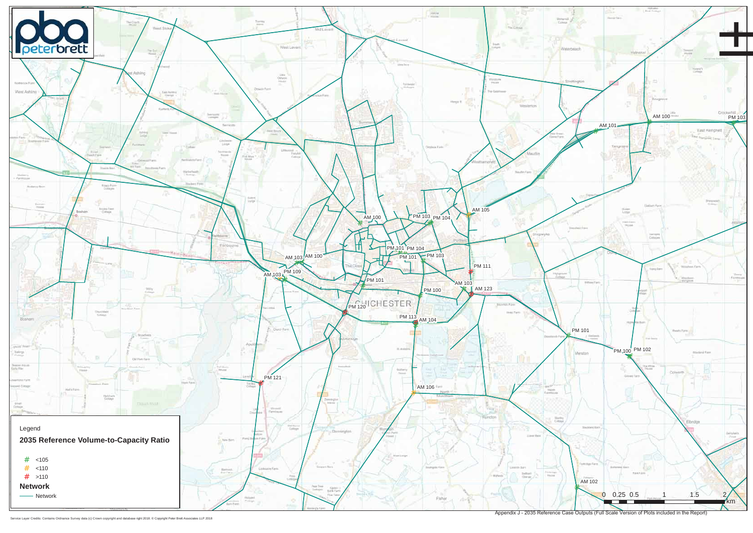# 2035 Reference Volume-to-Capacity Ratio

## Legend

- # <105
- # <110
- # >110

**Network**

—— Network

AM 100, AM 101, PM 103, AM 105, PM 103, PM 104, AM 100, PM 101, PM 104, PM 101, PM 103, AM 103, AM 100, PM 109, AM 103, PM 111, PM 101, AM 103, AM 123, PM 100, PM 120, PM 113, AM 104, PM 101, PM 100, PM 102, PM 121, AM 106, AM 102

CHICHESTER

0 0.25 0.5 1 1.5 2 km

Appendix J - 2035 Reference Case Outputs (Full Scale Version of Plots included in the Report)

Service Layer Credits: Contains Ordnance Survey data (c) Crown copyright and database right 2018. © Copyright Peter Brett Associates LLP 2018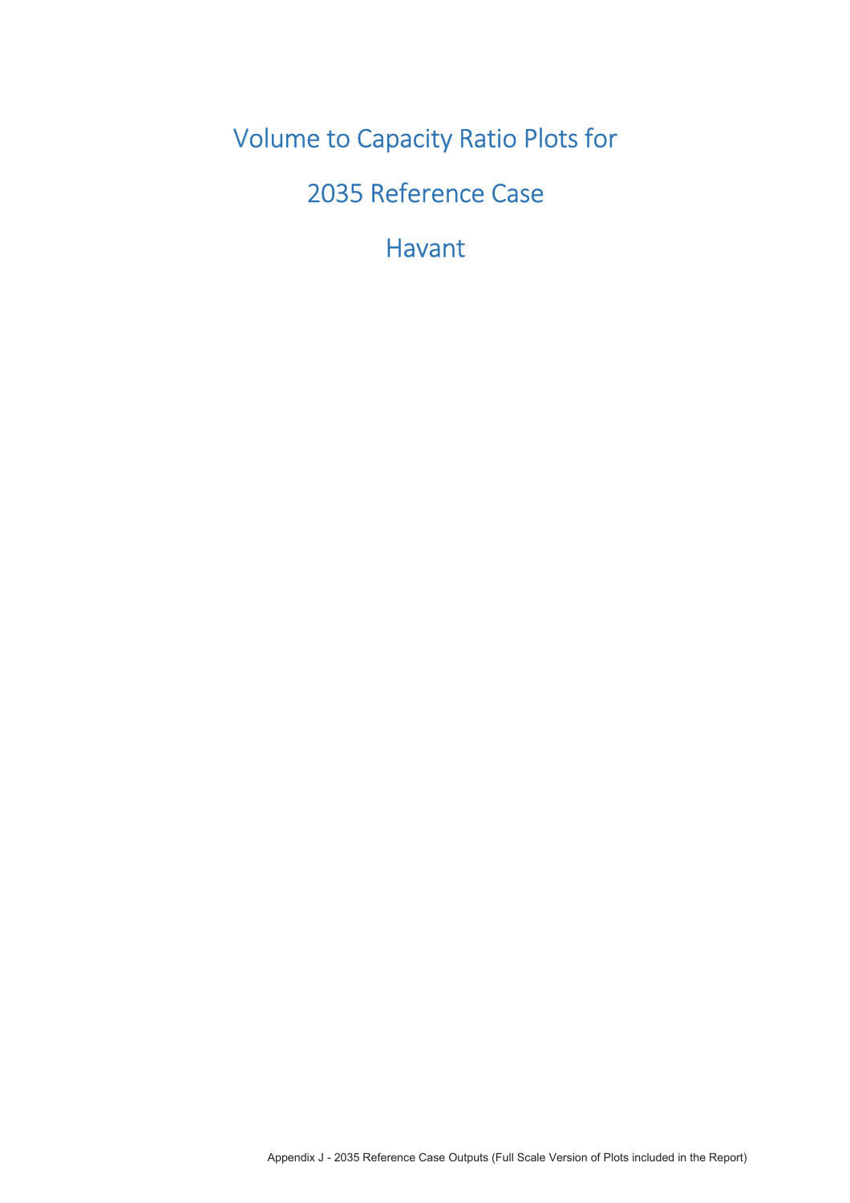# Volume to Capacity Ratio Plots for

# 2035 Reference Case

# Havant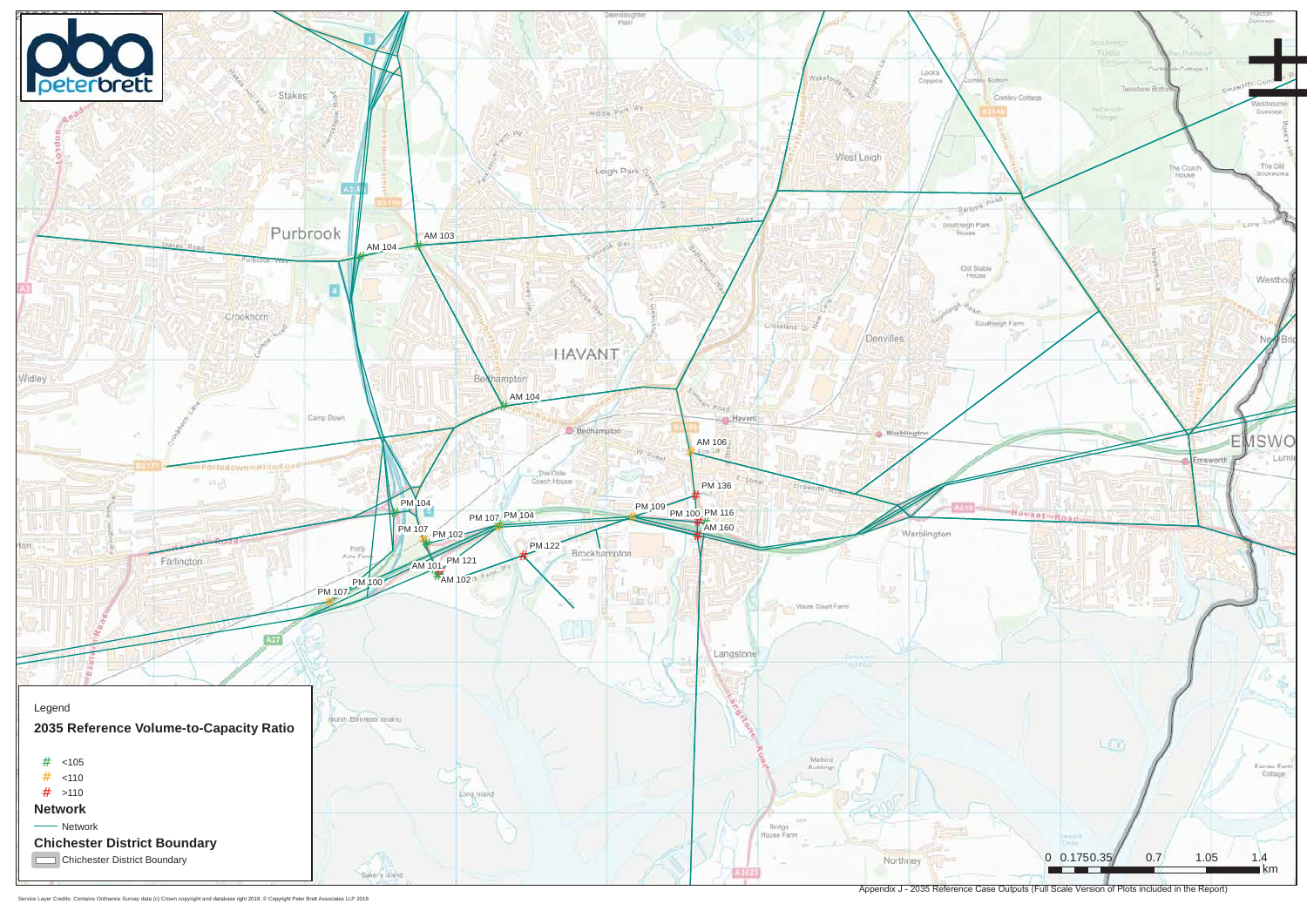## Legend

### 2035 Reference Volume-to-Capacity Ratio

- # <105
- # <110
- # >110

### Network

- Network

### Chichester District Boundary

- Chichester District Boundary

AM 104, AM 103, AM 104, AM 106, PM 136, PM 109, PM 100, PM 116, AM 160, PM 104, PM 107, PM 104, PM 107, PM 102, PM 122, PM 121, AM 101, AM 102, PM 100, PM 107

0 0.175 0.35 0.7 1.05 1.4 km

Appendix J - 2035 Reference Case Outputs (Full Scale Version of Plots included in the Report)

Service Layer Credits: Contains Ordnance Survey data (c) Crown copyright and database right 2018. © Copyright Peter Brett Associates LLP 2018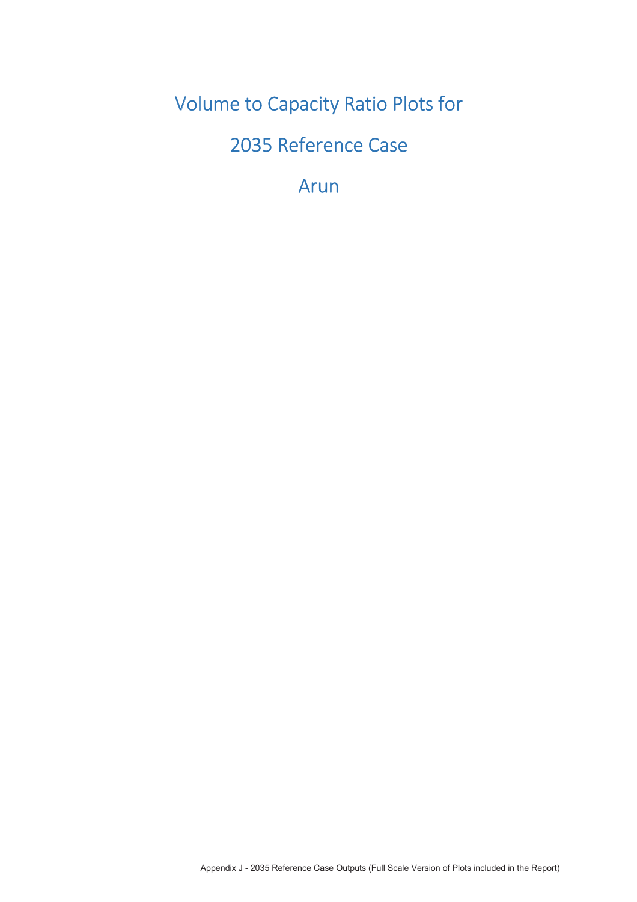# Volume to Capacity Ratio Plots for

# 2035 Reference Case

# Arun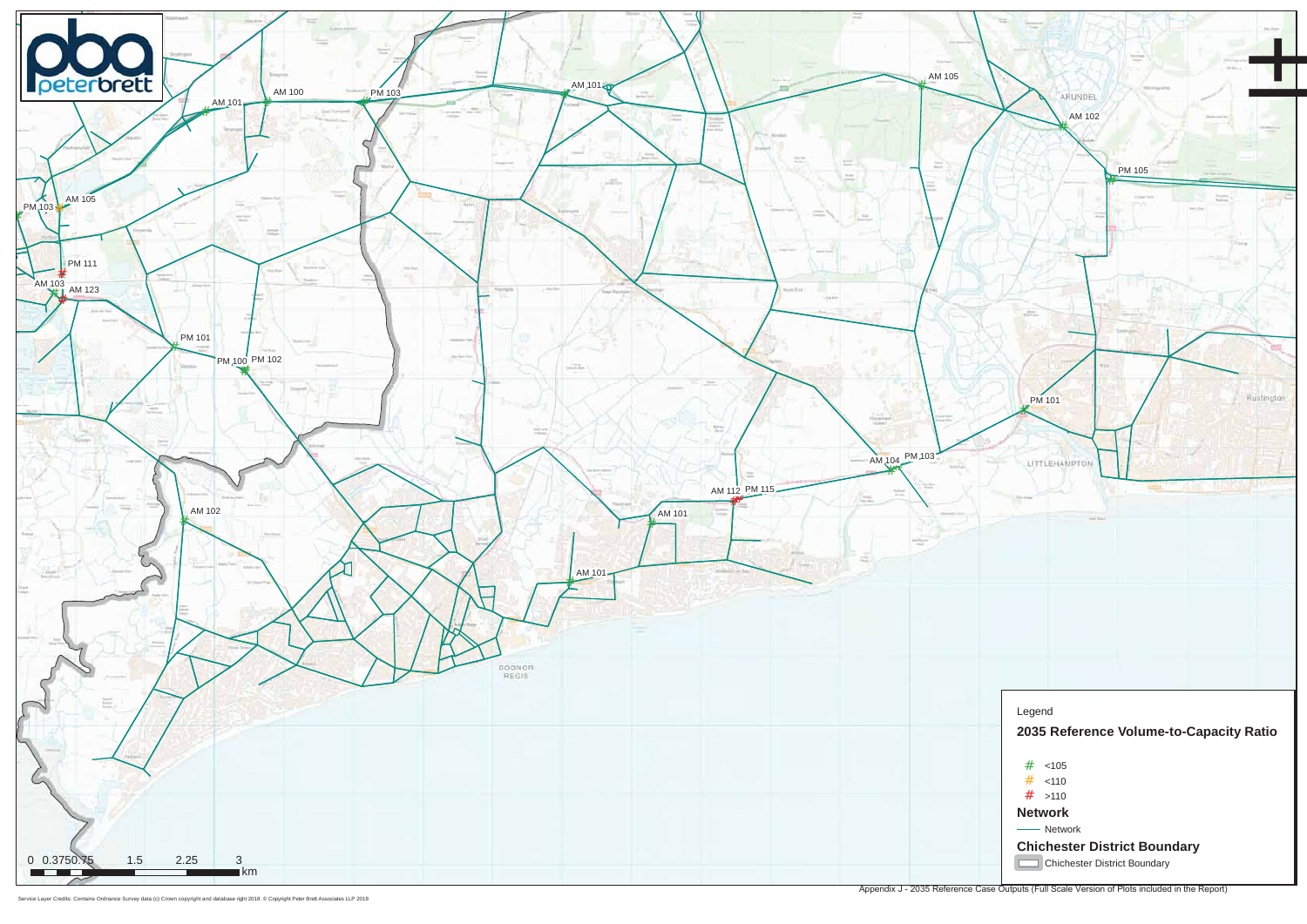peterbrett

AM 101
AM 100
PM 103
AM 101
AM 105
AM 102
PM 105
PM 103
AM 105
PM 111
AM 103
AM 123
PM 101
PM 100
PM 102
PM 101
AM 104
PM 103
AM 112
PM 115
AM 101
AM 102
AM 101

ARUNDEL
LITTLEHAMPTON
Rustington
BOGNOR REGIS

0 0.3750.75 1.5 2.25 3
km

Legend

**2035 Reference Volume-to-Capacity Ratio**

# <105

# <110

# >110

**Network**

Network

**Chichester District Boundary**

Chichester District Boundary

Appendix J - 2035 Reference Case Outputs (Full Scale Version of Plots included in the Report)

Service Layer Credits: Contains Ordnance Survey data (c) Crown copyright and database right 2018. © Copyright Peter Brett Associates LLP 2018